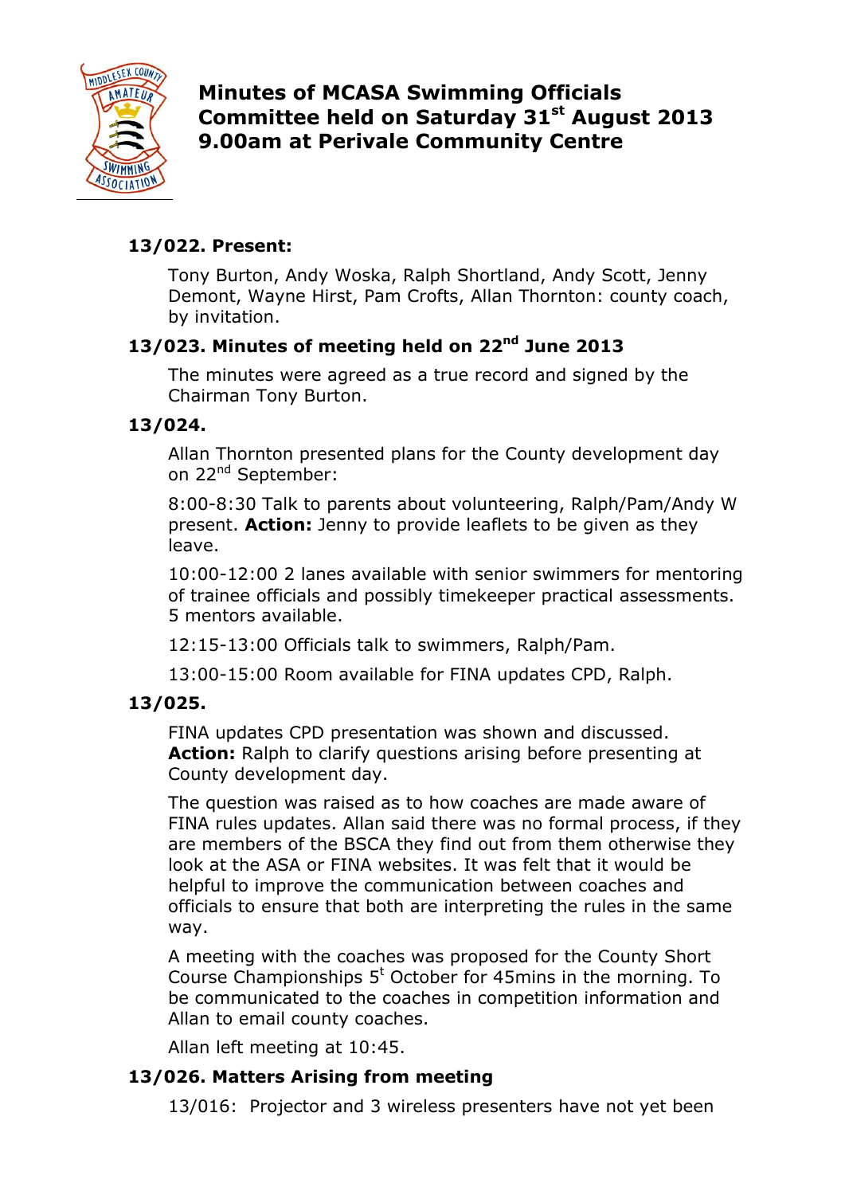# Minutes of MCASA Swimming Officials Committee held on Saturday 31st August 2013 9.00am at Perivale Community Centre

## 13/022. Present:

Tony Burton, Andy Woska, Ralph Shortland, Andy Scott, Jenny Demont, Wayne Hirst, Pam Crofts, Allan Thornton: county coach, by invitation.

## 13/023. Minutes of meeting held on 22nd June 2013

The minutes were agreed as a true record and signed by the Chairman Tony Burton.

## 13/024.

Allan Thornton presented plans for the County development day on 22nd September:

8:00-8:30 Talk to parents about volunteering, Ralph/Pam/Andy W present. **Action:** Jenny to provide leaflets to be given as they leave.

10:00-12:00 2 lanes available with senior swimmers for mentoring of trainee officials and possibly timekeeper practical assessments. 5 mentors available.

12:15-13:00 Officials talk to swimmers, Ralph/Pam.

13:00-15:00 Room available for FINA updates CPD, Ralph.

## 13/025.

FINA updates CPD presentation was shown and discussed. **Action:** Ralph to clarify questions arising before presenting at County development day.

The question was raised as to how coaches are made aware of FINA rules updates. Allan said there was no formal process, if they are members of the BSCA they find out from them otherwise they look at the ASA or FINA websites. It was felt that it would be helpful to improve the communication between coaches and officials to ensure that both are interpreting the rules in the same way.

A meeting with the coaches was proposed for the County Short Course Championships 5t October for 45mins in the morning. To be communicated to the coaches in competition information and Allan to email county coaches.

Allan left meeting at 10:45.

## 13/026. Matters Arising from meeting

13/016: Projector and 3 wireless presenters have not yet been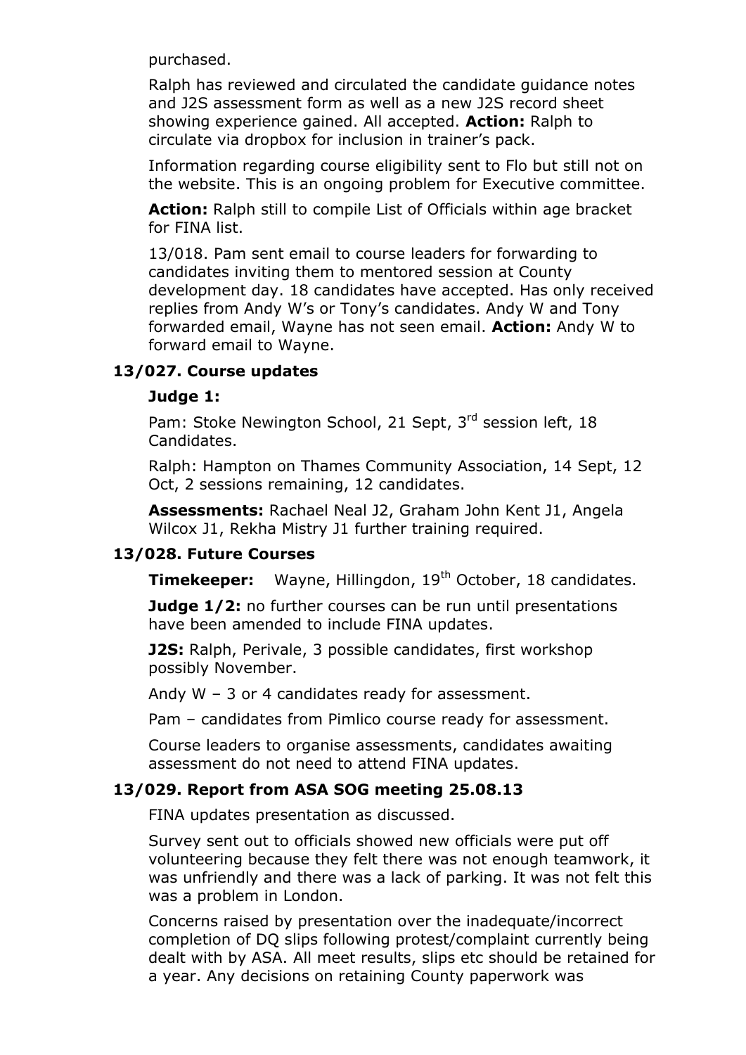purchased.

Ralph has reviewed and circulated the candidate guidance notes and J2S assessment form as well as a new J2S record sheet showing experience gained. All accepted. **Action:** Ralph to circulate via dropbox for inclusion in trainer's pack.

Information regarding course eligibility sent to Flo but still not on the website. This is an ongoing problem for Executive committee.

**Action:** Ralph still to compile List of Officials within age bracket for FINA list.

13/018. Pam sent email to course leaders for forwarding to candidates inviting them to mentored session at County development day. 18 candidates have accepted. Has only received replies from Andy W's or Tony's candidates. Andy W and Tony forwarded email, Wayne has not seen email. **Action:** Andy W to forward email to Wayne.

### 13/027. Course updates

**Judge 1:**

Pam: Stoke Newington School, 21 Sept, 3rd session left, 18 Candidates.

Ralph: Hampton on Thames Community Association, 14 Sept, 12 Oct, 2 sessions remaining, 12 candidates.

**Assessments:** Rachael Neal J2, Graham John Kent J1, Angela Wilcox J1, Rekha Mistry J1 further training required.

### 13/028. Future Courses

**Timekeeper:** Wayne, Hillingdon, 19th October, 18 candidates.

**Judge 1/2:** no further courses can be run until presentations have been amended to include FINA updates.

**J2S:** Ralph, Perivale, 3 possible candidates, first workshop possibly November.

Andy W – 3 or 4 candidates ready for assessment.

Pam – candidates from Pimlico course ready for assessment.

Course leaders to organise assessments, candidates awaiting assessment do not need to attend FINA updates.

### 13/029. Report from ASA SOG meeting 25.08.13

FINA updates presentation as discussed.

Survey sent out to officials showed new officials were put off volunteering because they felt there was not enough teamwork, it was unfriendly and there was a lack of parking. It was not felt this was a problem in London.

Concerns raised by presentation over the inadequate/incorrect completion of DQ slips following protest/complaint currently being dealt with by ASA. All meet results, slips etc should be retained for a year. Any decisions on retaining County paperwork was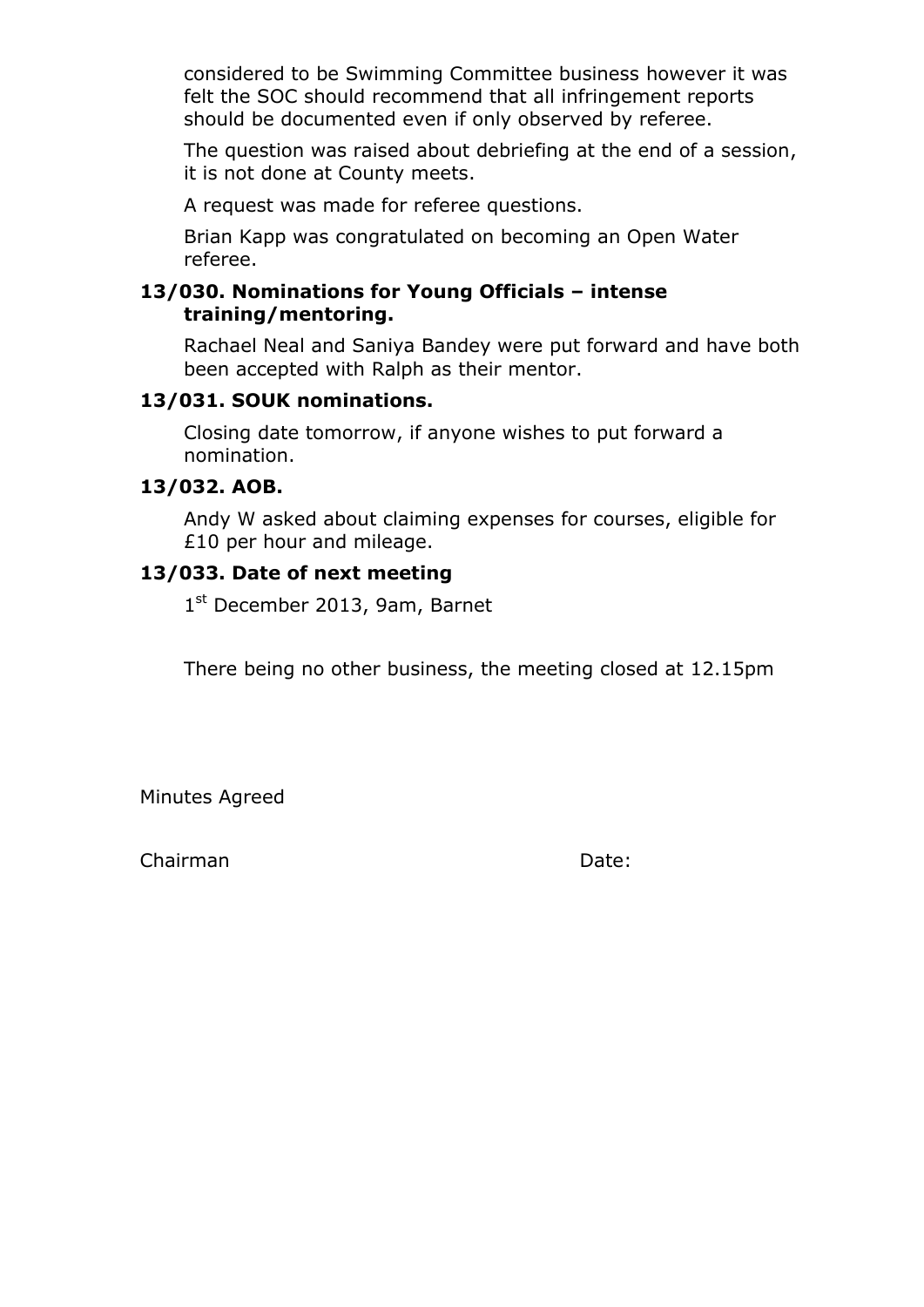considered to be Swimming Committee business however it was felt the SOC should recommend that all infringement reports should be documented even if only observed by referee.

The question was raised about debriefing at the end of a session, it is not done at County meets.

A request was made for referee questions.

Brian Kapp was congratulated on becoming an Open Water referee.

**13/030. Nominations for Young Officials – intense training/mentoring.**

Rachael Neal and Saniya Bandey were put forward and have both been accepted with Ralph as their mentor.

**13/031. SOUK nominations.**

Closing date tomorrow, if anyone wishes to put forward a nomination.

**13/032. AOB.**

Andy W asked about claiming expenses for courses, eligible for £10 per hour and mileage.

**13/033. Date of next meeting**

1st December 2013, 9am, Barnet

There being no other business, the meeting closed at 12.15pm

Minutes Agreed

Chairman Date: